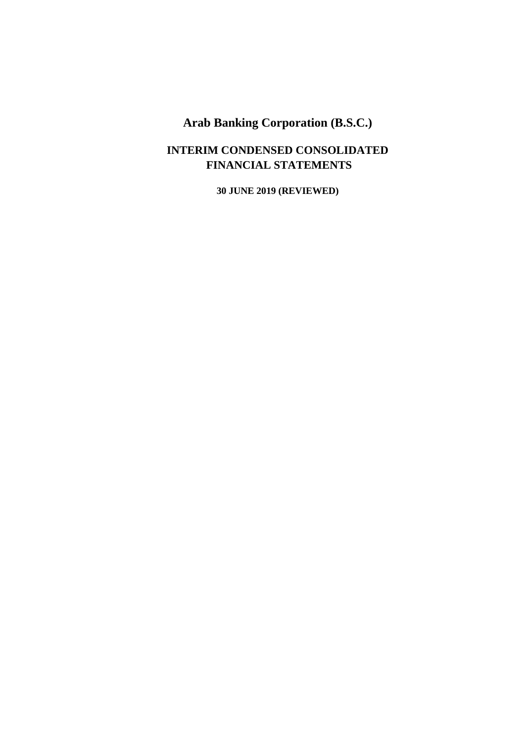# Arab Banking Corporation (B.S.C.)

## INTERIM CONDENSED CONSOLIDATED FINANCIAL STATEMENTS

**30 JUNE 2019 (REVIEWED)**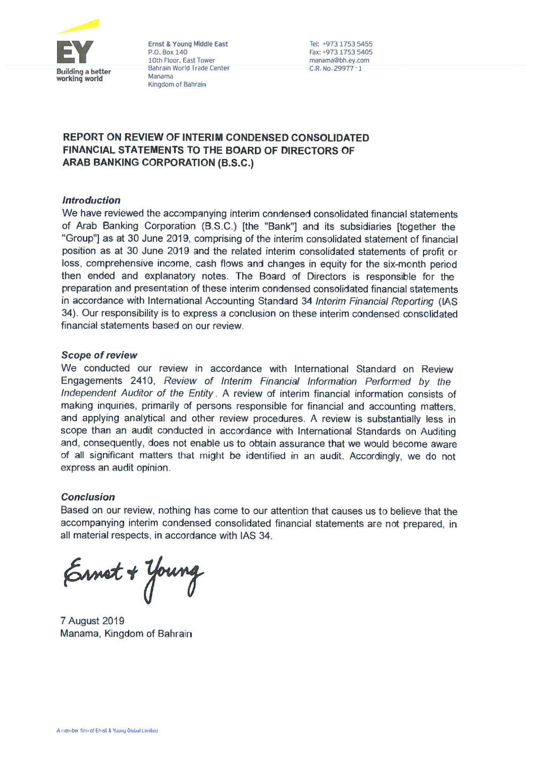Ernst & Young Middle East
P.O. Box 140
10th Floor, East Tower
Bahrain World Trade Center
Manama
Kingdom of Bahrain

Tel: +973 1753 5455
Fax: +973 1753 5405
manama@bh.ey.com
C.R. No. 29977 - 1

# REPORT ON REVIEW OF INTERIM CONDENSED CONSOLIDATED FINANCIAL STATEMENTS TO THE BOARD OF DIRECTORS OF ARAB BANKING CORPORATION (B.S.C.)

### *Introduction*

We have reviewed the accompanying interim condensed consolidated financial statements of Arab Banking Corporation (B.S.C.) [the "Bank"] and its subsidiaries [together the "Group"] as at 30 June 2019, comprising of the interim consolidated statement of financial position as at 30 June 2019 and the related interim consolidated statements of profit or loss, comprehensive income, cash flows and changes in equity for the six-month period then ended and explanatory notes. The Board of Directors is responsible for the preparation and presentation of these interim condensed consolidated financial statements in accordance with International Accounting Standard 34 *Interim Financial Reporting* (IAS 34). Our responsibility is to express a conclusion on these interim condensed consolidated financial statements based on our review.

### *Scope of review*

We conducted our review in accordance with International Standard on Review Engagements 2410, *Review of Interim Financial Information Performed by the Independent Auditor of the Entity*. A review of interim financial information consists of making inquiries, primarily of persons responsible for financial and accounting matters, and applying analytical and other review procedures. A review is substantially less in scope than an audit conducted in accordance with International Standards on Auditing and, consequently, does not enable us to obtain assurance that we would become aware of all significant matters that might be identified in an audit. Accordingly, we do not express an audit opinion.

### *Conclusion*

Based on our review, nothing has come to our attention that causes us to believe that the accompanying interim condensed consolidated financial statements are not prepared, in all material respects, in accordance with IAS 34.

Ernst + Young

7 August 2019
Manama, Kingdom of Bahrain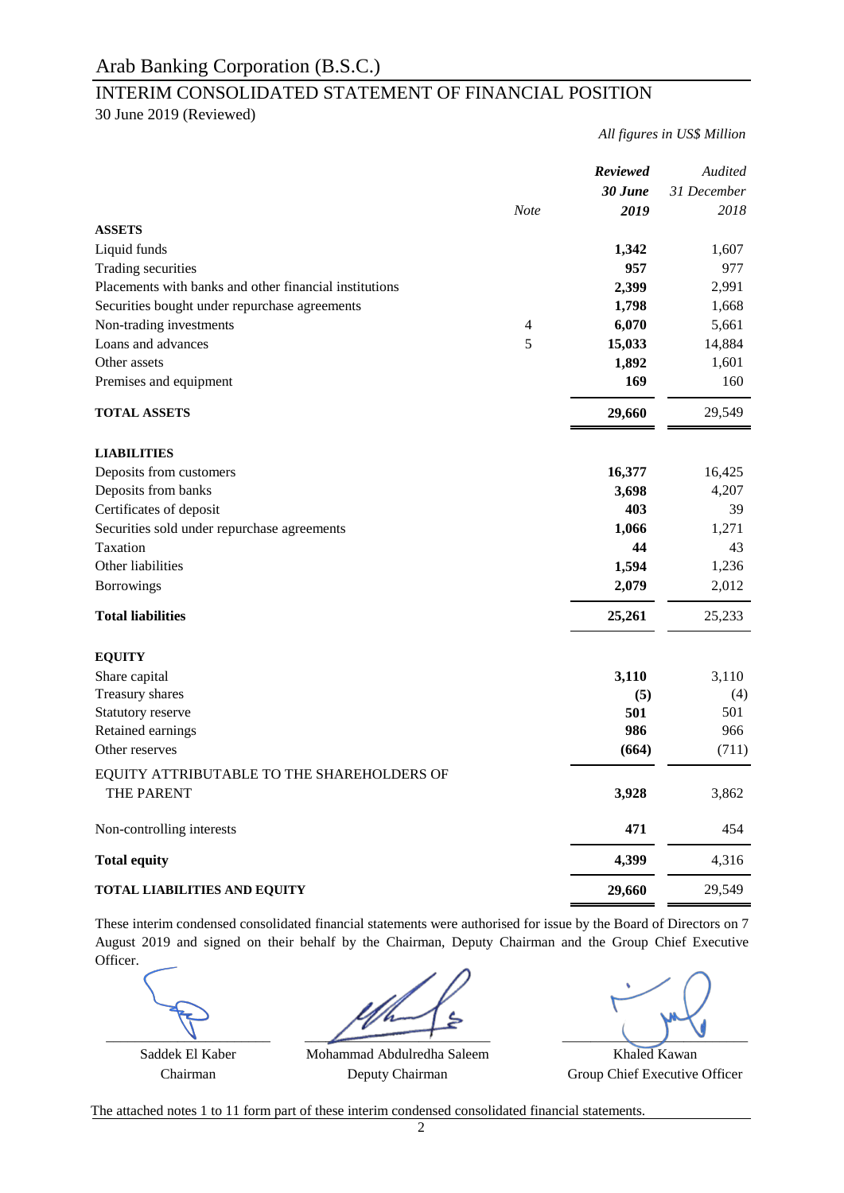# Arab Banking Corporation (B.S.C.)

## INTERIM CONSOLIDATED STATEMENT OF FINANCIAL POSITION

30 June 2019 (Reviewed)

*All figures in US$ Million*

| | *Note* | ***Reviewed 30 June 2019*** | *Audited 31 December 2018* |
|---|---|---|---|
| **ASSETS** | | | |
| Liquid funds | | **1,342** | 1,607 |
| Trading securities | | **957** | 977 |
| Placements with banks and other financial institutions | | **2,399** | 2,991 |
| Securities bought under repurchase agreements | | **1,798** | 1,668 |
| Non-trading investments | 4 | **6,070** | 5,661 |
| Loans and advances | 5 | **15,033** | 14,884 |
| Other assets | | **1,892** | 1,601 |
| Premises and equipment | | **169** | 160 |
| **TOTAL ASSETS** | | **29,660** | 29,549 |
| **LIABILITIES** | | | |
| Deposits from customers | | **16,377** | 16,425 |
| Deposits from banks | | **3,698** | 4,207 |
| Certificates of deposit | | **403** | 39 |
| Securities sold under repurchase agreements | | **1,066** | 1,271 |
| Taxation | | **44** | 43 |
| Other liabilities | | **1,594** | 1,236 |
| Borrowings | | **2,079** | 2,012 |
| **Total liabilities** | | **25,261** | 25,233 |
| **EQUITY** | | | |
| Share capital | | **3,110** | 3,110 |
| Treasury shares | | **(5)** | (4) |
| Statutory reserve | | **501** | 501 |
| Retained earnings | | **986** | 966 |
| Other reserves | | **(664)** | (711) |
| EQUITY ATTRIBUTABLE TO THE SHAREHOLDERS OF THE PARENT | | **3,928** | 3,862 |
| Non-controlling interests | | **471** | 454 |
| **Total equity** | | **4,399** | 4,316 |
| **TOTAL LIABILITIES AND EQUITY** | | **29,660** | 29,549 |

These interim condensed consolidated financial statements were authorised for issue by the Board of Directors on 7 August 2019 and signed on their behalf by the Chairman, Deputy Chairman and the Group Chief Executive Officer.

| Saddek El Kaber | Mohammad Abdulredha Saleem | Khaled Kawan |
|---|---|---|
| Chairman | Deputy Chairman | Group Chief Executive Officer |

The attached notes 1 to 11 form part of these interim condensed consolidated financial statements.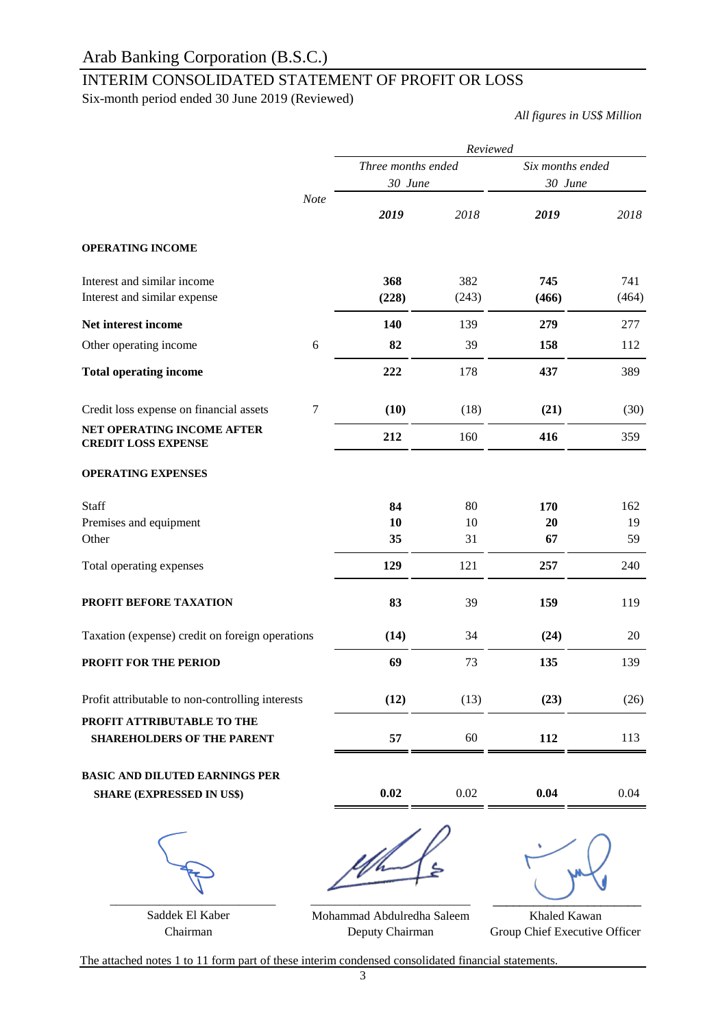# Arab Banking Corporation (B.S.C.)

## INTERIM CONSOLIDATED STATEMENT OF PROFIT OR LOSS

Six-month period ended 30 June 2019 (Reviewed)

*All figures in US$ Million*

| | Note | *Reviewed* | | | |
|---|---|---|---|---|---|
| | | *Three months ended 30 June* | | *Six months ended 30 June* | |
| | | ***2019*** | *2018* | ***2019*** | *2018* |
| **OPERATING INCOME** | | | | | |
| Interest and similar income | | **368** | 382 | **745** | 741 |
| Interest and similar expense | | **(228)** | (243) | **(466)** | (464) |
| **Net interest income** | | **140** | 139 | **279** | 277 |
| Other operating income | 6 | **82** | 39 | **158** | 112 |
| **Total operating income** | | **222** | 178 | **437** | 389 |
| Credit loss expense on financial assets | 7 | **(10)** | (18) | **(21)** | (30) |
| **NET OPERATING INCOME AFTER CREDIT LOSS EXPENSE** | | **212** | 160 | **416** | 359 |
| **OPERATING EXPENSES** | | | | | |
| Staff | | **84** | 80 | **170** | 162 |
| Premises and equipment | | **10** | 10 | **20** | 19 |
| Other | | **35** | 31 | **67** | 59 |
| Total operating expenses | | **129** | 121 | **257** | 240 |
| **PROFIT BEFORE TAXATION** | | **83** | 39 | **159** | 119 |
| Taxation (expense) credit on foreign operations | | **(14)** | 34 | **(24)** | 20 |
| **PROFIT FOR THE PERIOD** | | **69** | 73 | **135** | 139 |
| Profit attributable to non-controlling interests | | **(12)** | (13) | **(23)** | (26) |
| **PROFIT ATTRIBUTABLE TO THE SHAREHOLDERS OF THE PARENT** | | **57** | 60 | **112** | 113 |
| **BASIC AND DILUTED EARNINGS PER SHARE (EXPRESSED IN US$)** | | **0.02** | 0.02 | **0.04** | 0.04 |

| Saddek El Kaber | Mohammad Abdulredha Saleem | Khaled Kawan |
|---|---|---|
| Chairman | Deputy Chairman | Group Chief Executive Officer |

The attached notes 1 to 11 form part of these interim condensed consolidated financial statements.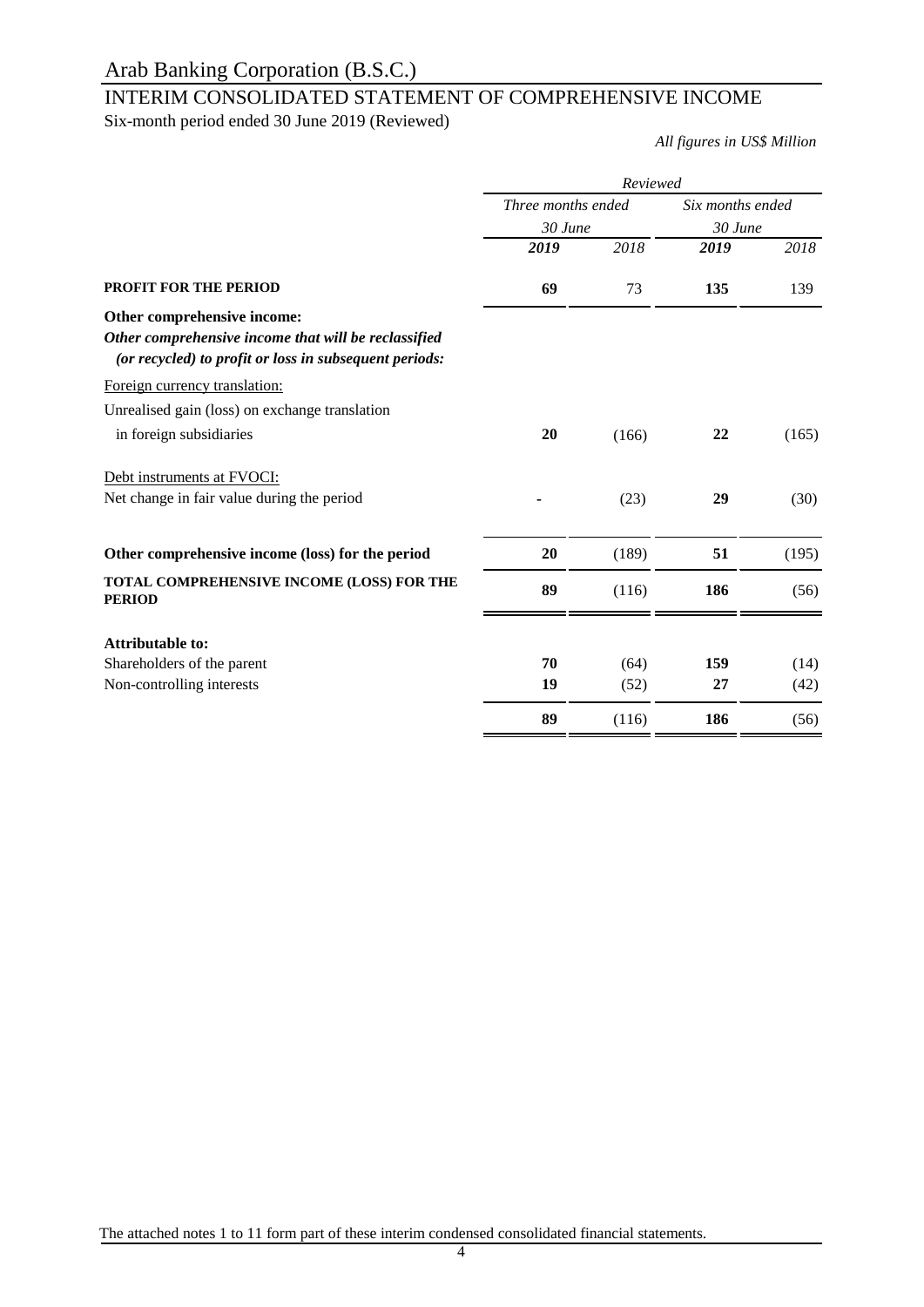# Arab Banking Corporation (B.S.C.)

## INTERIM CONSOLIDATED STATEMENT OF COMPREHENSIVE INCOME

Six-month period ended 30 June 2019 (Reviewed)

*All figures in US$ Million*

| | *Reviewed* | | | |
|---|---|---|---|---|
| | *Three months ended 30 June* | | *Six months ended 30 June* | |
| | ***2019*** | *2018* | ***2019*** | *2018* |
| **PROFIT FOR THE PERIOD** | **69** | 73 | **135** | 139 |
| **Other comprehensive income:** | | | | |
| ***Other comprehensive income that will be reclassified (or recycled) to profit or loss in subsequent periods:*** | | | | |
| Foreign currency translation: | | | | |
| Unrealised gain (loss) on exchange translation in foreign subsidiaries | **20** | (166) | **22** | (165) |
| Debt instruments at FVOCI: | | | | |
| Net change in fair value during the period | **-** | (23) | **29** | (30) |
| **Other comprehensive income (loss) for the period** | **20** | (189) | **51** | (195) |
| **TOTAL COMPREHENSIVE INCOME (LOSS) FOR THE PERIOD** | **89** | (116) | **186** | (56) |
| **Attributable to:** | | | | |
| Shareholders of the parent | **70** | (64) | **159** | (14) |
| Non-controlling interests | **19** | (52) | **27** | (42) |
| | **89** | (116) | **186** | (56) |

The attached notes 1 to 11 form part of these interim condensed consolidated financial statements.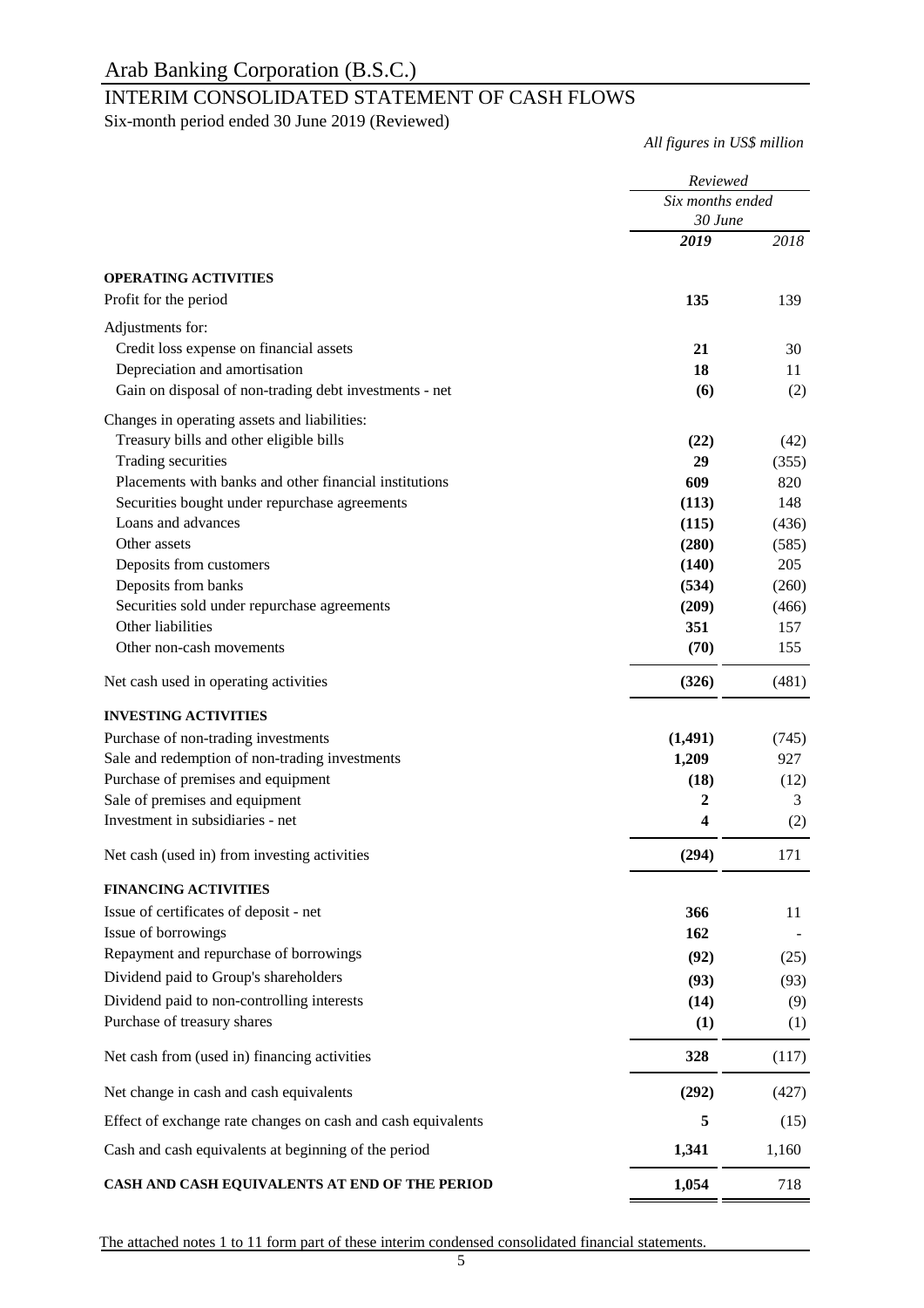# Arab Banking Corporation (B.S.C.)

## INTERIM CONSOLIDATED STATEMENT OF CASH FLOWS

Six-month period ended 30 June 2019 (Reviewed)

*All figures in US$ million*

| | *Reviewed* | |
|---|---|---|
| | *Six months ended 30 June* | |
| | ***2019*** | *2018* |
| **OPERATING ACTIVITIES** | | |
| Profit for the period | **135** | 139 |
| Adjustments for: | | |
| Credit loss expense on financial assets | **21** | 30 |
| Depreciation and amortisation | **18** | 11 |
| Gain on disposal of non-trading debt investments - net | **(6)** | (2) |
| Changes in operating assets and liabilities: | | |
| Treasury bills and other eligible bills | **(22)** | (42) |
| Trading securities | **29** | (355) |
| Placements with banks and other financial institutions | **609** | 820 |
| Securities bought under repurchase agreements | **(113)** | 148 |
| Loans and advances | **(115)** | (436) |
| Other assets | **(280)** | (585) |
| Deposits from customers | **(140)** | 205 |
| Deposits from banks | **(534)** | (260) |
| Securities sold under repurchase agreements | **(209)** | (466) |
| Other liabilities | **351** | 157 |
| Other non-cash movements | **(70)** | 155 |
| Net cash used in operating activities | **(326)** | (481) |
| **INVESTING ACTIVITIES** | | |
| Purchase of non-trading investments | **(1,491)** | (745) |
| Sale and redemption of non-trading investments | **1,209** | 927 |
| Purchase of premises and equipment | **(18)** | (12) |
| Sale of premises and equipment | **2** | 3 |
| Investment in subsidiaries - net | **4** | (2) |
| Net cash (used in) from investing activities | **(294)** | 171 |
| **FINANCING ACTIVITIES** | | |
| Issue of certificates of deposit - net | **366** | 11 |
| Issue of borrowings | **162** | - |
| Repayment and repurchase of borrowings | **(92)** | (25) |
| Dividend paid to Group's shareholders | **(93)** | (93) |
| Dividend paid to non-controlling interests | **(14)** | (9) |
| Purchase of treasury shares | **(1)** | (1) |
| Net cash from (used in) financing activities | **328** | (117) |
| Net change in cash and cash equivalents | **(292)** | (427) |
| Effect of exchange rate changes on cash and cash equivalents | **5** | (15) |
| Cash and cash equivalents at beginning of the period | **1,341** | 1,160 |
| **CASH AND CASH EQUIVALENTS AT END OF THE PERIOD** | **1,054** | 718 |

The attached notes 1 to 11 form part of these interim condensed consolidated financial statements.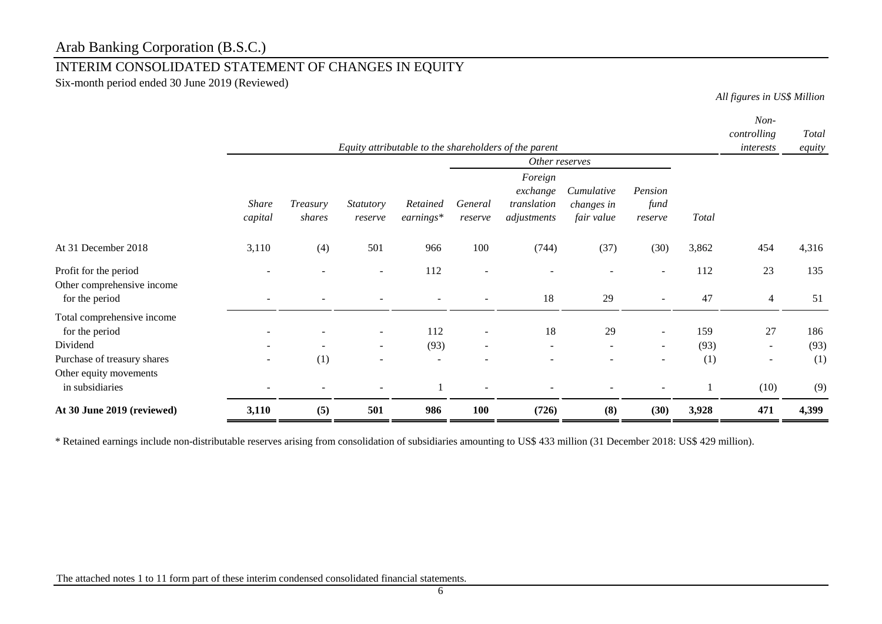# Arab Banking Corporation (B.S.C.)

## INTERIM CONSOLIDATED STATEMENT OF CHANGES IN EQUITY

Six-month period ended 30 June 2019 (Reviewed)

*All figures in US$ Million*

| | *Equity attributable to the shareholders of the parent* | | | | | | | | | *Non-controlling interests* | *Total equity* |
|---|---|---|---|---|---|---|---|---|---|---|---|
| | | | | | *Other reserves* | | | | | | |
| | *Share capital* | *Treasury shares* | *Statutory reserve* | *Retained earnings\** | *General reserve* | *Foreign exchange translation adjustments* | *Cumulative changes in fair value* | *Pension fund reserve* | *Total* | | |
| At 31 December 2018 | 3,110 | (4) | 501 | 966 | 100 | (744) | (37) | (30) | 3,862 | 454 | 4,316 |
| Profit for the period | - | - | - | 112 | - | - | - | - | 112 | 23 | 135 |
| Other comprehensive income for the period | - | - | - | - | - | 18 | 29 | - | 47 | 4 | 51 |
| Total comprehensive income for the period | - | - | - | 112 | - | 18 | 29 | - | 159 | 27 | 186 |
| Dividend | - | - | - | (93) | - | - | - | - | (93) | - | (93) |
| Purchase of treasury shares | - | (1) | - | - | - | - | - | - | (1) | - | (1) |
| Other equity movements in subsidiaries | - | - | - | 1 | - | - | - | - | 1 | (10) | (9) |
| **At 30 June 2019 (reviewed)** | **3,110** | **(5)** | **501** | **986** | **100** | **(726)** | **(8)** | **(30)** | **3,928** | **471** | **4,399** |

\* Retained earnings include non-distributable reserves arising from consolidation of subsidiaries amounting to US$ 433 million (31 December 2018: US$ 429 million).

The attached notes 1 to 11 form part of these interim condensed consolidated financial statements.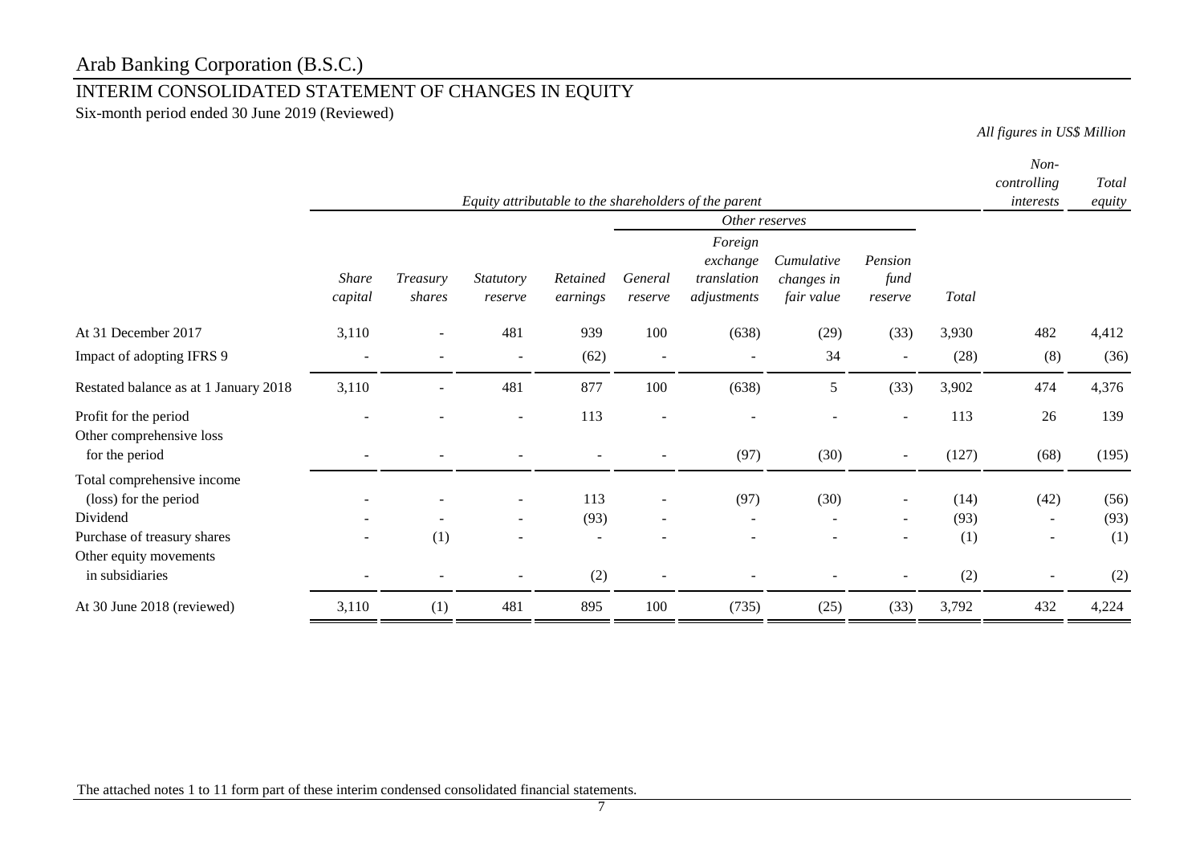# Arab Banking Corporation (B.S.C.)

## INTERIM CONSOLIDATED STATEMENT OF CHANGES IN EQUITY

Six-month period ended 30 June 2019 (Reviewed)

*All figures in US$ Million*

| | *Equity attributable to the shareholders of the parent* | | | | | | | | | *Non-controlling interests* | *Total equity* |
|---|---|---|---|---|---|---|---|---|---|---|---|
| | | | | | *Other reserves* | | | | | | |
| | *Share capital* | *Treasury shares* | *Statutory reserve* | *Retained earnings* | *General reserve* | *Foreign exchange translation adjustments* | *Cumulative changes in fair value* | *Pension fund reserve* | *Total* | | |
| At 31 December 2017 | 3,110 | - | 481 | 939 | 100 | (638) | (29) | (33) | 3,930 | 482 | 4,412 |
| Impact of adopting IFRS 9 | - | - | - | (62) | - | - | 34 | - | (28) | (8) | (36) |
| Restated balance as at 1 January 2018 | 3,110 | - | 481 | 877 | 100 | (638) | 5 | (33) | 3,902 | 474 | 4,376 |
| Profit for the period | - | - | - | 113 | - | - | - | - | 113 | 26 | 139 |
| Other comprehensive loss for the period | - | - | - | - | - | (97) | (30) | - | (127) | (68) | (195) |
| Total comprehensive income (loss) for the period | - | - | - | 113 | - | (97) | (30) | - | (14) | (42) | (56) |
| Dividend | - | - | - | (93) | - | - | - | - | (93) | - | (93) |
| Purchase of treasury shares | - | (1) | - | - | - | - | - | - | (1) | - | (1) |
| Other equity movements in subsidiaries | - | - | - | (2) | - | - | - | - | (2) | - | (2) |
| At 30 June 2018 (reviewed) | 3,110 | (1) | 481 | 895 | 100 | (735) | (25) | (33) | 3,792 | 432 | 4,224 |

The attached notes 1 to 11 form part of these interim condensed consolidated financial statements.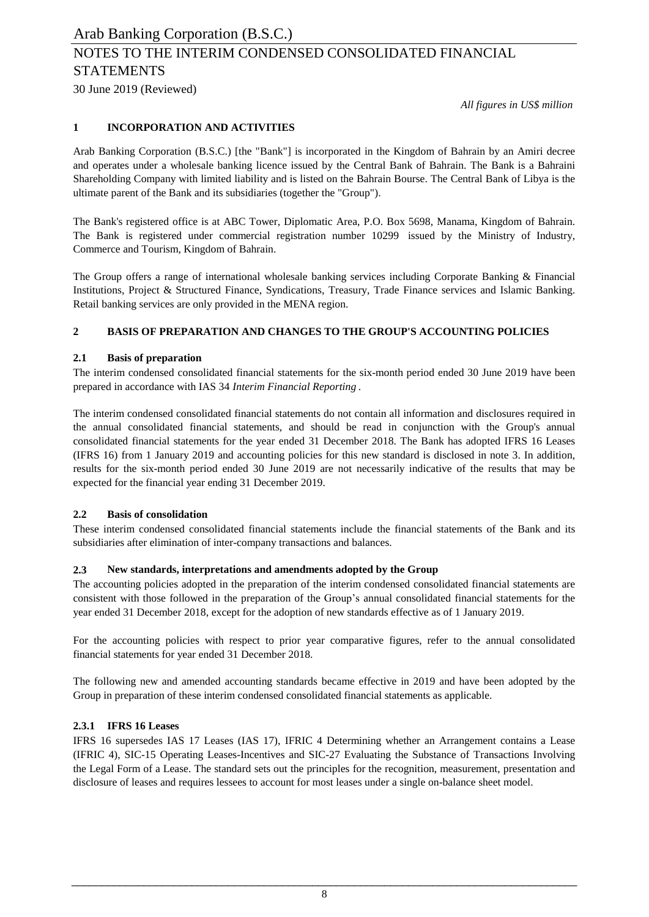*All figures in US$ million*

## 1 INCORPORATION AND ACTIVITIES

Arab Banking Corporation (B.S.C.) [the "Bank"] is incorporated in the Kingdom of Bahrain by an Amiri decree and operates under a wholesale banking licence issued by the Central Bank of Bahrain. The Bank is a Bahraini Shareholding Company with limited liability and is listed on the Bahrain Bourse. The Central Bank of Libya is the ultimate parent of the Bank and its subsidiaries (together the "Group").

The Bank's registered office is at ABC Tower, Diplomatic Area, P.O. Box 5698, Manama, Kingdom of Bahrain. The Bank is registered under commercial registration number 10299 issued by the Ministry of Industry, Commerce and Tourism, Kingdom of Bahrain.

The Group offers a range of international wholesale banking services including Corporate Banking & Financial Institutions, Project & Structured Finance, Syndications, Treasury, Trade Finance services and Islamic Banking. Retail banking services are only provided in the MENA region.

## 2 BASIS OF PREPARATION AND CHANGES TO THE GROUP'S ACCOUNTING POLICIES

### 2.1 Basis of preparation

The interim condensed consolidated financial statements for the six-month period ended 30 June 2019 have been prepared in accordance with IAS 34 *Interim Financial Reporting* .

The interim condensed consolidated financial statements do not contain all information and disclosures required in the annual consolidated financial statements, and should be read in conjunction with the Group's annual consolidated financial statements for the year ended 31 December 2018. The Bank has adopted IFRS 16 Leases (IFRS 16) from 1 January 2019 and accounting policies for this new standard is disclosed in note 3. In addition, results for the six-month period ended 30 June 2019 are not necessarily indicative of the results that may be expected for the financial year ending 31 December 2019.

### 2.2 Basis of consolidation

These interim condensed consolidated financial statements include the financial statements of the Bank and its subsidiaries after elimination of inter-company transactions and balances.

### 2.3 New standards, interpretations and amendments adopted by the Group

The accounting policies adopted in the preparation of the interim condensed consolidated financial statements are consistent with those followed in the preparation of the Group's annual consolidated financial statements for the year ended 31 December 2018, except for the adoption of new standards effective as of 1 January 2019.

For the accounting policies with respect to prior year comparative figures, refer to the annual consolidated financial statements for year ended 31 December 2018.

The following new and amended accounting standards became effective in 2019 and have been adopted by the Group in preparation of these interim condensed consolidated financial statements as applicable.

#### 2.3.1 IFRS 16 Leases

IFRS 16 supersedes IAS 17 Leases (IAS 17), IFRIC 4 Determining whether an Arrangement contains a Lease (IFRIC 4), SIC-15 Operating Leases-Incentives and SIC-27 Evaluating the Substance of Transactions Involving the Legal Form of a Lease. The standard sets out the principles for the recognition, measurement, presentation and disclosure of leases and requires lessees to account for most leases under a single on-balance sheet model.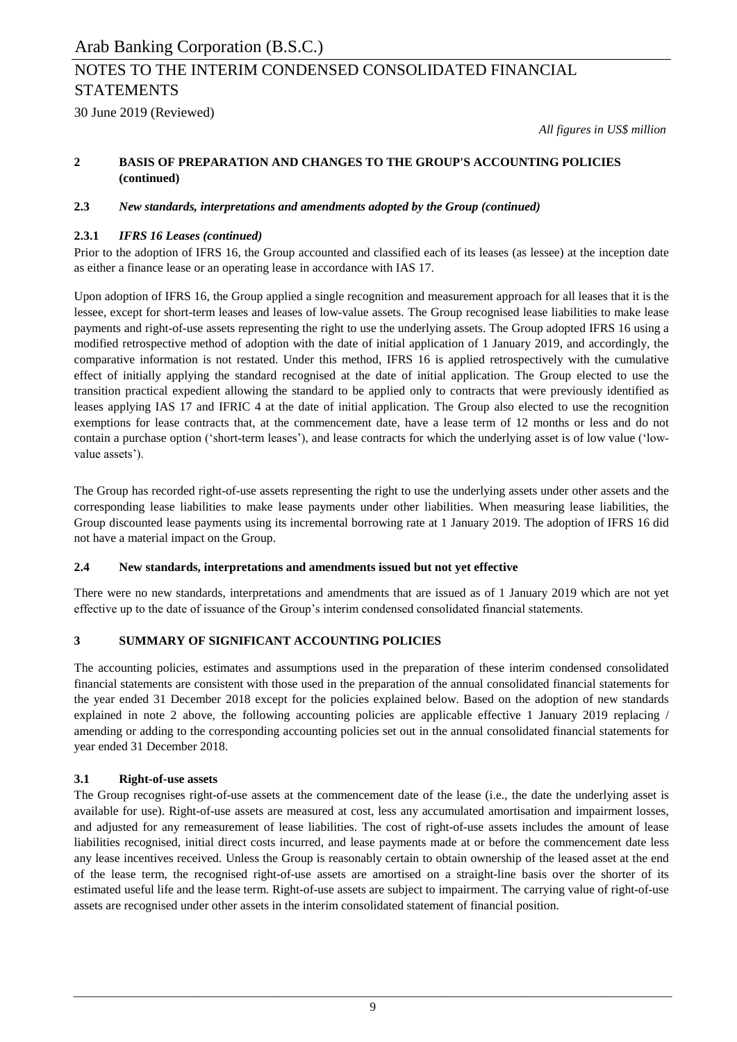## 2 BASIS OF PREPARATION AND CHANGES TO THE GROUP'S ACCOUNTING POLICIES (continued)

### 2.3 *New standards, interpretations and amendments adopted by the Group (continued)*

#### 2.3.1 *IFRS 16 Leases (continued)*

Prior to the adoption of IFRS 16, the Group accounted and classified each of its leases (as lessee) at the inception date as either a finance lease or an operating lease in accordance with IAS 17.

Upon adoption of IFRS 16, the Group applied a single recognition and measurement approach for all leases that it is the lessee, except for short-term leases and leases of low-value assets. The Group recognised lease liabilities to make lease payments and right-of-use assets representing the right to use the underlying assets. The Group adopted IFRS 16 using a modified retrospective method of adoption with the date of initial application of 1 January 2019, and accordingly, the comparative information is not restated. Under this method, IFRS 16 is applied retrospectively with the cumulative effect of initially applying the standard recognised at the date of initial application. The Group elected to use the transition practical expedient allowing the standard to be applied only to contracts that were previously identified as leases applying IAS 17 and IFRIC 4 at the date of initial application. The Group also elected to use the recognition exemptions for lease contracts that, at the commencement date, have a lease term of 12 months or less and do not contain a purchase option ('short-term leases'), and lease contracts for which the underlying asset is of low value ('low-value assets').

The Group has recorded right-of-use assets representing the right to use the underlying assets under other assets and the corresponding lease liabilities to make lease payments under other liabilities. When measuring lease liabilities, the Group discounted lease payments using its incremental borrowing rate at 1 January 2019. The adoption of IFRS 16 did not have a material impact on the Group.

### 2.4 New standards, interpretations and amendments issued but not yet effective

There were no new standards, interpretations and amendments that are issued as of 1 January 2019 which are not yet effective up to the date of issuance of the Group's interim condensed consolidated financial statements.

## 3 SUMMARY OF SIGNIFICANT ACCOUNTING POLICIES

The accounting policies, estimates and assumptions used in the preparation of these interim condensed consolidated financial statements are consistent with those used in the preparation of the annual consolidated financial statements for the year ended 31 December 2018 except for the policies explained below. Based on the adoption of new standards explained in note 2 above, the following accounting policies are applicable effective 1 January 2019 replacing / amending or adding to the corresponding accounting policies set out in the annual consolidated financial statements for year ended 31 December 2018.

### 3.1 Right-of-use assets

The Group recognises right-of-use assets at the commencement date of the lease (i.e., the date the underlying asset is available for use). Right-of-use assets are measured at cost, less any accumulated amortisation and impairment losses, and adjusted for any remeasurement of lease liabilities. The cost of right-of-use assets includes the amount of lease liabilities recognised, initial direct costs incurred, and lease payments made at or before the commencement date less any lease incentives received. Unless the Group is reasonably certain to obtain ownership of the leased asset at the end of the lease term, the recognised right-of-use assets are amortised on a straight-line basis over the shorter of its estimated useful life and the lease term. Right-of-use assets are subject to impairment. The carrying value of right-of-use assets are recognised under other assets in the interim consolidated statement of financial position.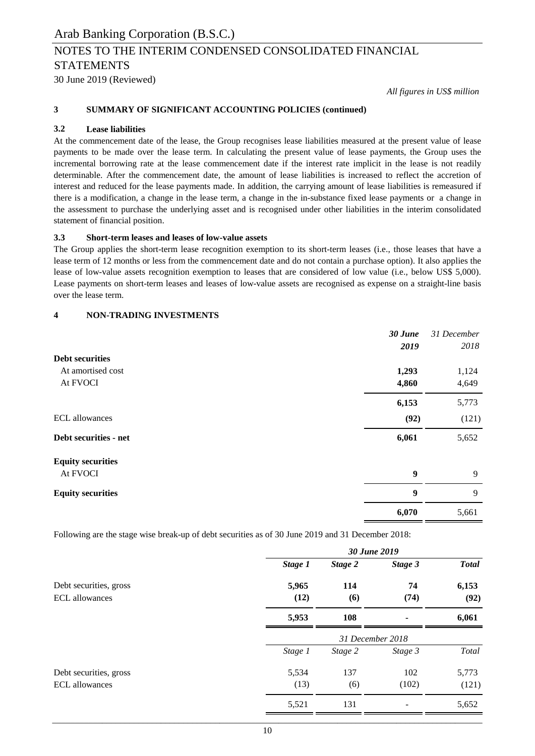*All figures in US$ million*

### 3 SUMMARY OF SIGNIFICANT ACCOUNTING POLICIES (continued)

#### 3.2 Lease liabilities

At the commencement date of the lease, the Group recognises lease liabilities measured at the present value of lease payments to be made over the lease term. In calculating the present value of lease payments, the Group uses the incremental borrowing rate at the lease commencement date if the interest rate implicit in the lease is not readily determinable. After the commencement date, the amount of lease liabilities is increased to reflect the accretion of interest and reduced for the lease payments made. In addition, the carrying amount of lease liabilities is remeasured if there is a modification, a change in the lease term, a change in the in-substance fixed lease payments or a change in the assessment to purchase the underlying asset and is recognised under other liabilities in the interim consolidated statement of financial position.

#### 3.3 Short-term leases and leases of low-value assets

The Group applies the short-term lease recognition exemption to its short-term leases (i.e., those leases that have a lease term of 12 months or less from the commencement date and do not contain a purchase option). It also applies the lease of low-value assets recognition exemption to leases that are considered of low value (i.e., below US$ 5,000). Lease payments on short-term leases and leases of low-value assets are recognised as expense on a straight-line basis over the lease term.

### 4 NON-TRADING INVESTMENTS

| | ***30 June 2019*** | *31 December 2018* |
|---|---|---|
| **Debt securities** | | |
| At amortised cost | **1,293** | 1,124 |
| At FVOCI | **4,860** | 4,649 |
| | **6,153** | 5,773 |
| ECL allowances | **(92)** | (121) |
| **Debt securities - net** | **6,061** | 5,652 |
| **Equity securities** | | |
| At FVOCI | **9** | 9 |
| **Equity securities** | **9** | 9 |
| | **6,070** | 5,661 |

Following are the stage wise break-up of debt securities as of 30 June 2019 and 31 December 2018:

| | ***30 June 2019*** | | | |
|---|---|---|---|---|
| | ***Stage 1*** | ***Stage 2*** | ***Stage 3*** | ***Total*** |
| Debt securities, gross | **5,965** | **114** | **74** | **6,153** |
| ECL allowances | **(12)** | **(6)** | **(74)** | **(92)** |
| | **5,953** | **108** | **-** | **6,061** |
| | *31 December 2018* | | | |
| | *Stage 1* | *Stage 2* | *Stage 3* | *Total* |
| Debt securities, gross | 5,534 | 137 | 102 | 5,773 |
| ECL allowances | (13) | (6) | (102) | (121) |
| | 5,521 | 131 | - | 5,652 |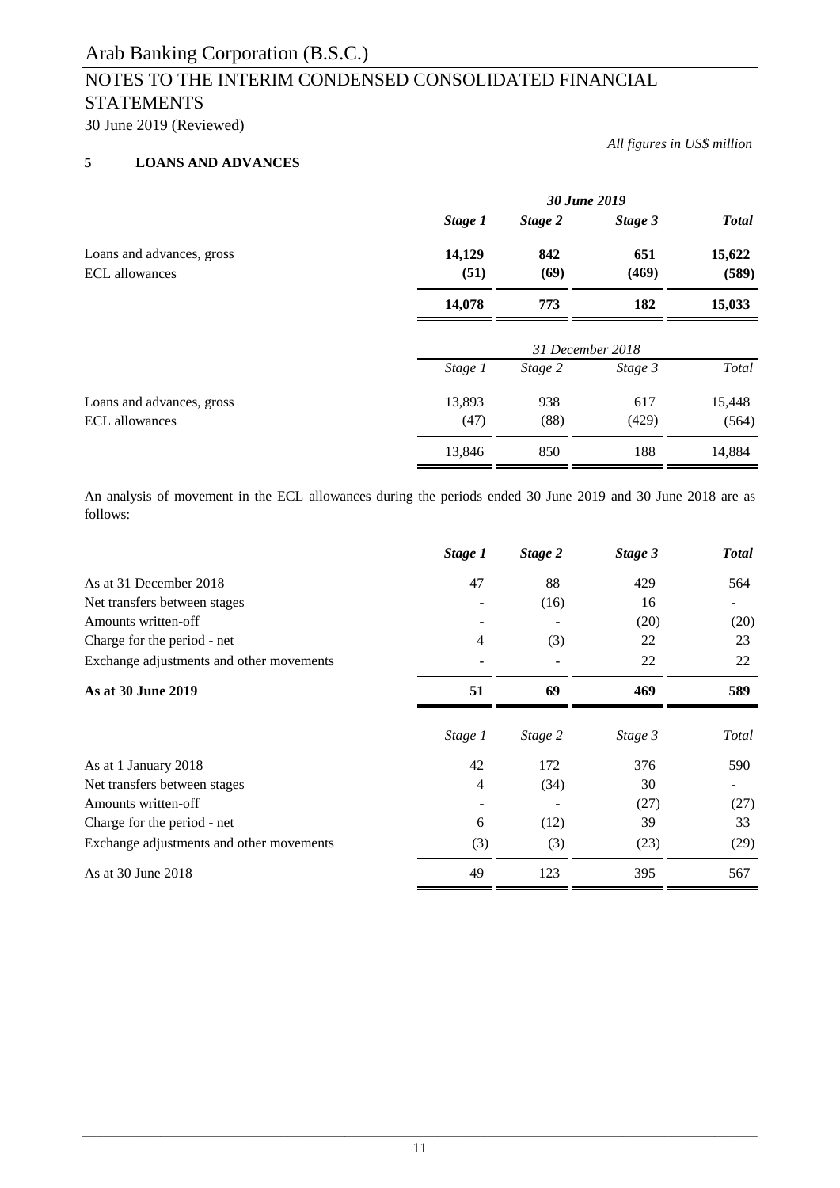Arab Banking Corporation (B.S.C.)

# NOTES TO THE INTERIM CONDENSED CONSOLIDATED FINANCIAL STATEMENTS

30 June 2019 (Reviewed)

*All figures in US$ million*

## 5 LOANS AND ADVANCES

| | ***30 June 2019*** | | | |
|---|---|---|---|---|
| | ***Stage 1*** | ***Stage 2*** | ***Stage 3*** | ***Total*** |
| Loans and advances, gross | **14,129** | **842** | **651** | **15,622** |
| ECL allowances | **(51)** | **(69)** | **(469)** | **(589)** |
| | **14,078** | **773** | **182** | **15,033** |

| | *31 December 2018* | | | |
|---|---|---|---|---|
| | *Stage 1* | *Stage 2* | *Stage 3* | *Total* |
| Loans and advances, gross | 13,893 | 938 | 617 | 15,448 |
| ECL allowances | (47) | (88) | (429) | (564) |
| | 13,846 | 850 | 188 | 14,884 |

An analysis of movement in the ECL allowances during the periods ended 30 June 2019 and 30 June 2018 are as follows:

| | ***Stage 1*** | ***Stage 2*** | ***Stage 3*** | ***Total*** |
|---|---|---|---|---|
| As at 31 December 2018 | 47 | 88 | 429 | 564 |
| Net transfers between stages | - | (16) | 16 | - |
| Amounts written-off | - | - | (20) | (20) |
| Charge for the period - net | 4 | (3) | 22 | 23 |
| Exchange adjustments and other movements | - | - | 22 | 22 |
| **As at 30 June 2019** | **51** | **69** | **469** | **589** |

| | *Stage 1* | *Stage 2* | *Stage 3* | *Total* |
|---|---|---|---|---|
| As at 1 January 2018 | 42 | 172 | 376 | 590 |
| Net transfers between stages | 4 | (34) | 30 | - |
| Amounts written-off | - | - | (27) | (27) |
| Charge for the period - net | 6 | (12) | 39 | 33 |
| Exchange adjustments and other movements | (3) | (3) | (23) | (29) |
| As at 30 June 2018 | 49 | 123 | 395 | 567 |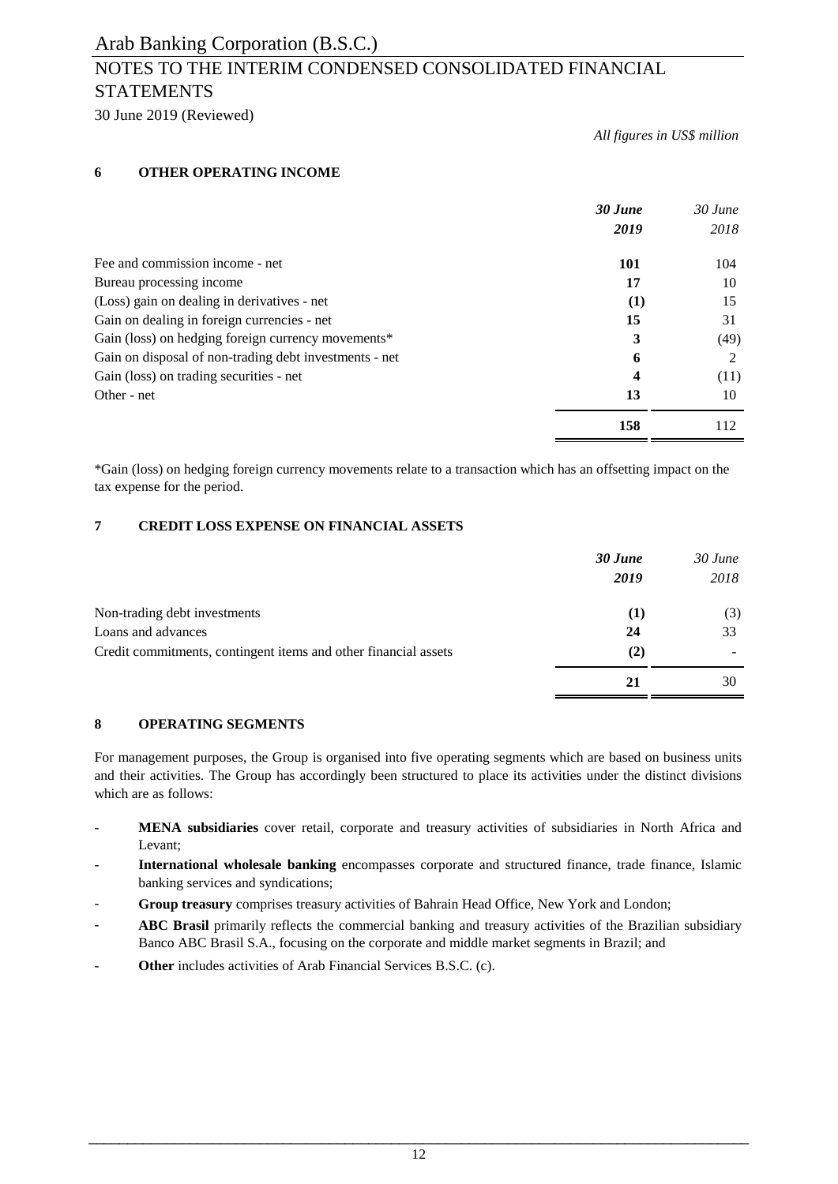*All figures in US$ million*

## 6 OTHER OPERATING INCOME

| | ***30 June 2019*** | *30 June 2018* |
|---|---|---|
| Fee and commission income - net | **101** | 104 |
| Bureau processing income | **17** | 10 |
| (Loss) gain on dealing in derivatives - net | **(1)** | 15 |
| Gain on dealing in foreign currencies - net | **15** | 31 |
| Gain (loss) on hedging foreign currency movements* | **3** | (49) |
| Gain on disposal of non-trading debt investments - net | **6** | 2 |
| Gain (loss) on trading securities - net | **4** | (11) |
| Other - net | **13** | 10 |
| | **158** | 112 |

*Gain (loss) on hedging foreign currency movements relate to a transaction which has an offsetting impact on the tax expense for the period.

## 7 CREDIT LOSS EXPENSE ON FINANCIAL ASSETS

| | ***30 June 2019*** | *30 June 2018* |
|---|---|---|
| Non-trading debt investments | **(1)** | (3) |
| Loans and advances | **24** | 33 |
| Credit commitments, contingent items and other financial assets | **(2)** | - |
| | **21** | 30 |

## 8 OPERATING SEGMENTS

For management purposes, the Group is organised into five operating segments which are based on business units and their activities. The Group has accordingly been structured to place its activities under the distinct divisions which are as follows:

- **MENA subsidiaries** cover retail, corporate and treasury activities of subsidiaries in North Africa and Levant;
- **International wholesale banking** encompasses corporate and structured finance, trade finance, Islamic banking services and syndications;
- **Group treasury** comprises treasury activities of Bahrain Head Office, New York and London;
- **ABC Brasil** primarily reflects the commercial banking and treasury activities of the Brazilian subsidiary Banco ABC Brasil S.A., focusing on the corporate and middle market segments in Brazil; and
- **Other** includes activities of Arab Financial Services B.S.C. (c).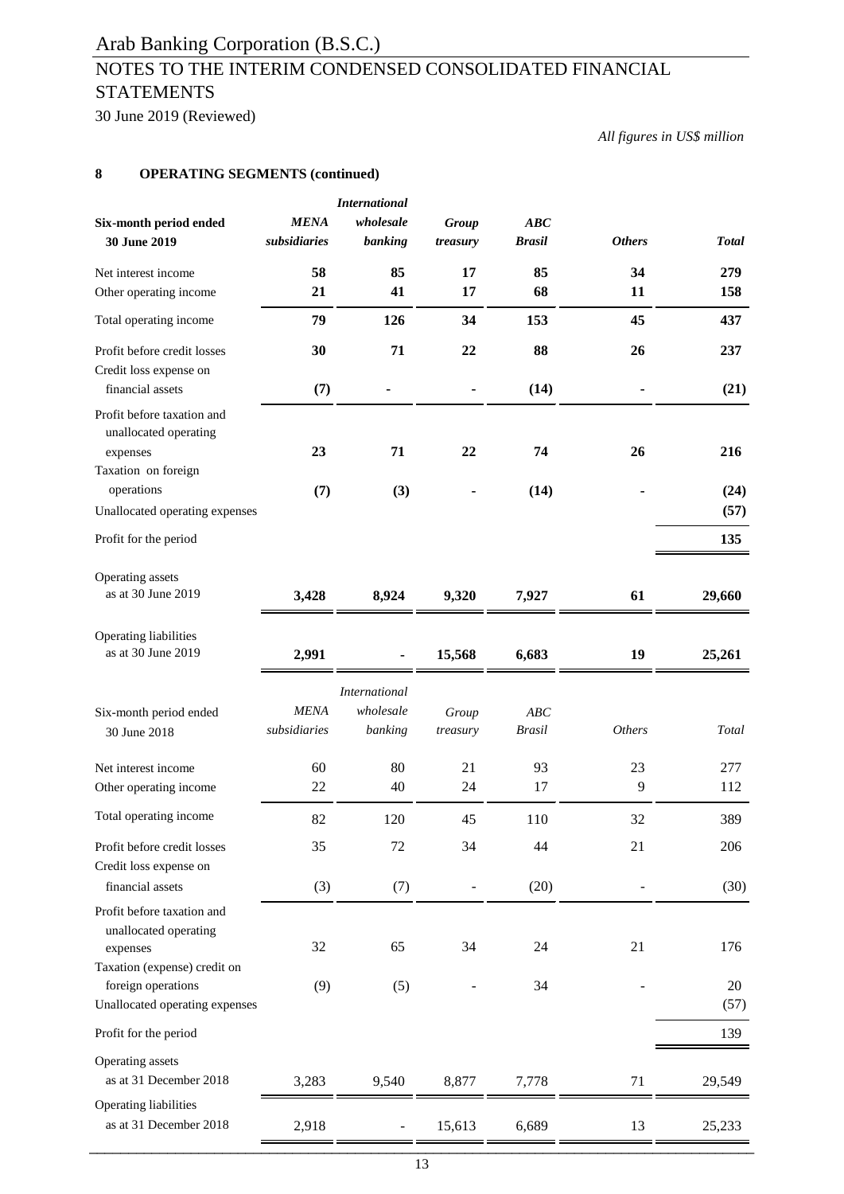*All figures in US$ million*

## 8 OPERATING SEGMENTS (continued)

| **Six-month period ended 30 June 2019** | ***MENA subsidiaries*** | ***International wholesale banking*** | ***Group treasury*** | ***ABC Brasil*** | ***Others*** | ***Total*** |
|---|---|---|---|---|---|---|
| Net interest income | **58** | **85** | **17** | **85** | **34** | **279** |
| Other operating income | **21** | **41** | **17** | **68** | **11** | **158** |
| Total operating income | **79** | **126** | **34** | **153** | **45** | **437** |
| Profit before credit losses | **30** | **71** | **22** | **88** | **26** | **237** |
| Credit loss expense on financial assets | **(7)** | **-** | **-** | **(14)** | **-** | **(21)** |
| Profit before taxation and unallocated operating expenses | **23** | **71** | **22** | **74** | **26** | **216** |
| Taxation on foreign operations | **(7)** | **(3)** | **-** | **(14)** | **-** | **(24)** |
| Unallocated operating expenses | | | | | | **(57)** |
| Profit for the period | | | | | | **135** |
| Operating assets as at 30 June 2019 | **3,428** | **8,924** | **9,320** | **7,927** | **61** | **29,660** |
| Operating liabilities as at 30 June 2019 | **2,991** | **-** | **15,568** | **6,683** | **19** | **25,261** |

| Six-month period ended 30 June 2018 | *MENA subsidiaries* | *International wholesale banking* | *Group treasury* | *ABC Brasil* | *Others* | *Total* |
|---|---|---|---|---|---|---|
| Net interest income | 60 | 80 | 21 | 93 | 23 | 277 |
| Other operating income | 22 | 40 | 24 | 17 | 9 | 112 |
| Total operating income | 82 | 120 | 45 | 110 | 32 | 389 |
| Profit before credit losses | 35 | 72 | 34 | 44 | 21 | 206 |
| Credit loss expense on financial assets | (3) | (7) | - | (20) | - | (30) |
| Profit before taxation and unallocated operating expenses | 32 | 65 | 34 | 24 | 21 | 176 |
| Taxation (expense) credit on foreign operations | (9) | (5) | - | 34 | - | 20 |
| Unallocated operating expenses | | | | | | (57) |
| Profit for the period | | | | | | 139 |
| Operating assets as at 31 December 2018 | 3,283 | 9,540 | 8,877 | 7,778 | 71 | 29,549 |
| Operating liabilities as at 31 December 2018 | 2,918 | - | 15,613 | 6,689 | 13 | 25,233 |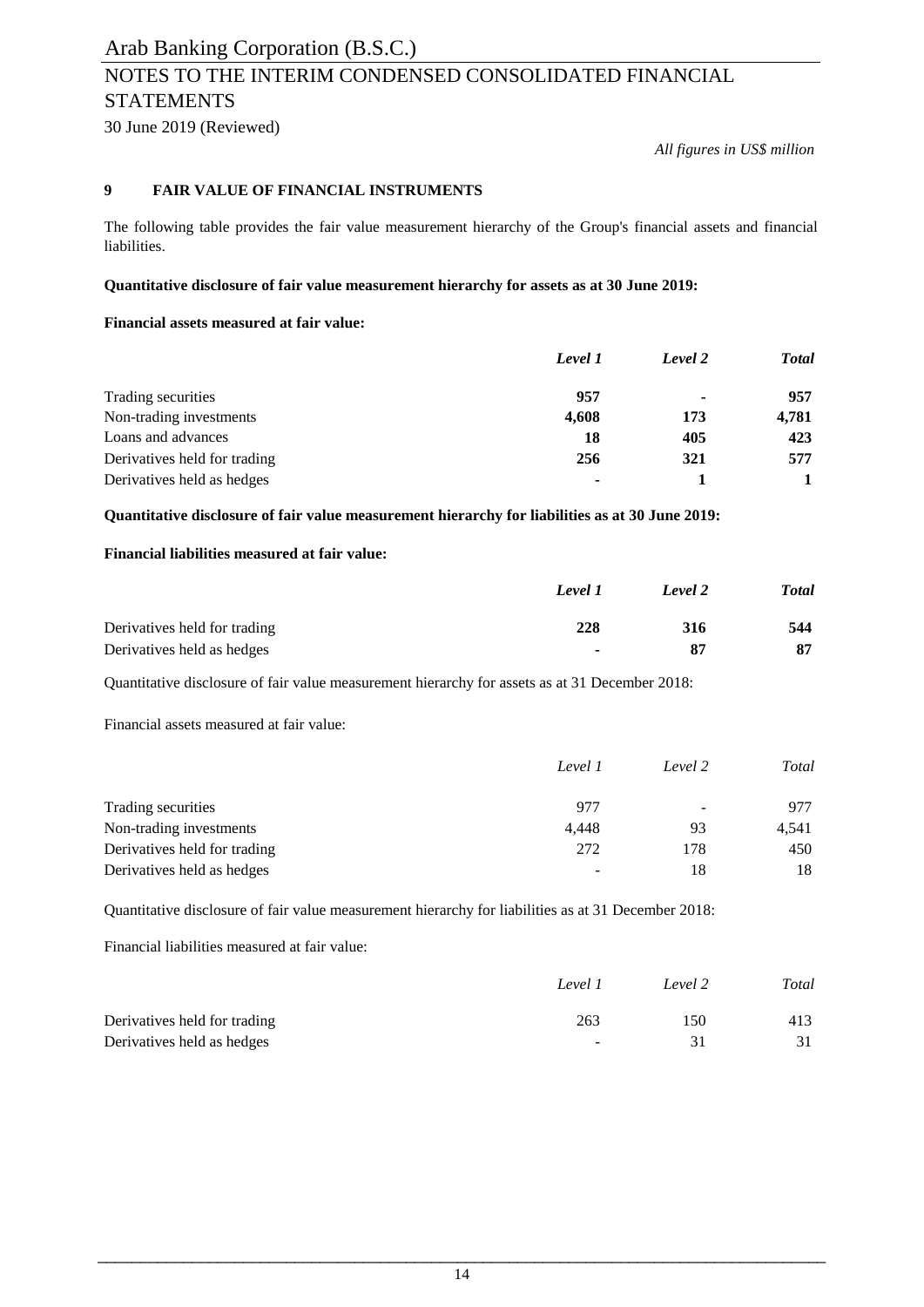*All figures in US$ million*

## 9 FAIR VALUE OF FINANCIAL INSTRUMENTS

The following table provides the fair value measurement hierarchy of the Group's financial assets and financial liabilities.

**Quantitative disclosure of fair value measurement hierarchy for assets as at 30 June 2019:**

**Financial assets measured at fair value:**

| | ***Level 1*** | ***Level 2*** | ***Total*** |
|---|---|---|---|
| Trading securities | **957** | **-** | **957** |
| Non-trading investments | **4,608** | **173** | **4,781** |
| Loans and advances | **18** | **405** | **423** |
| Derivatives held for trading | **256** | **321** | **577** |
| Derivatives held as hedges | **-** | **1** | **1** |

**Quantitative disclosure of fair value measurement hierarchy for liabilities as at 30 June 2019:**

**Financial liabilities measured at fair value:**

| | ***Level 1*** | ***Level 2*** | ***Total*** |
|---|---|---|---|
| Derivatives held for trading | **228** | **316** | **544** |
| Derivatives held as hedges | **-** | **87** | **87** |

Quantitative disclosure of fair value measurement hierarchy for assets as at 31 December 2018:

Financial assets measured at fair value:

| | *Level 1* | *Level 2* | *Total* |
|---|---|---|---|
| Trading securities | 977 | - | 977 |
| Non-trading investments | 4,448 | 93 | 4,541 |
| Derivatives held for trading | 272 | 178 | 450 |
| Derivatives held as hedges | - | 18 | 18 |

Quantitative disclosure of fair value measurement hierarchy for liabilities as at 31 December 2018:

Financial liabilities measured at fair value:

| | *Level 1* | *Level 2* | *Total* |
|---|---|---|---|
| Derivatives held for trading | 263 | 150 | 413 |
| Derivatives held as hedges | - | 31 | 31 |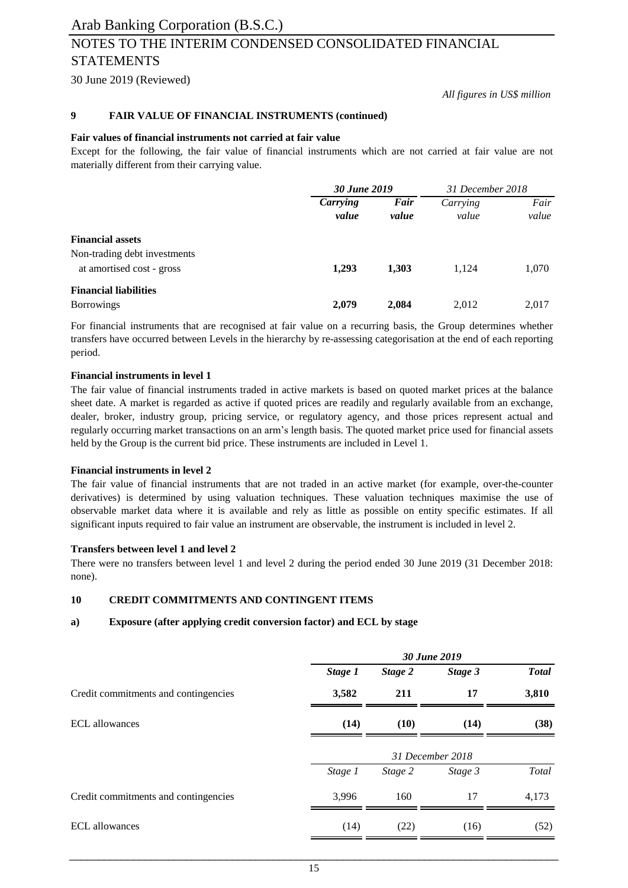*All figures in US$ million*

## 9 FAIR VALUE OF FINANCIAL INSTRUMENTS (continued)

**Fair values of financial instruments not carried at fair value**

Except for the following, the fair value of financial instruments which are not carried at fair value are not materially different from their carrying value.

| | ***30 June 2019*** | | *31 December 2018* | |
|---|---|---|---|---|
| | ***Carrying value*** | ***Fair value*** | *Carrying value* | *Fair value* |
| **Financial assets** | | | | |
| Non-trading debt investments at amortised cost - gross | **1,293** | **1,303** | 1,124 | 1,070 |
| **Financial liabilities** | | | | |
| Borrowings | **2,079** | **2,084** | 2,012 | 2,017 |

For financial instruments that are recognised at fair value on a recurring basis, the Group determines whether transfers have occurred between Levels in the hierarchy by re-assessing categorisation at the end of each reporting period.

**Financial instruments in level 1**

The fair value of financial instruments traded in active markets is based on quoted market prices at the balance sheet date. A market is regarded as active if quoted prices are readily and regularly available from an exchange, dealer, broker, industry group, pricing service, or regulatory agency, and those prices represent actual and regularly occurring market transactions on an arm's length basis. The quoted market price used for financial assets held by the Group is the current bid price. These instruments are included in Level 1.

**Financial instruments in level 2**

The fair value of financial instruments that are not traded in an active market (for example, over-the-counter derivatives) is determined by using valuation techniques. These valuation techniques maximise the use of observable market data where it is available and rely as little as possible on entity specific estimates. If all significant inputs required to fair value an instrument are observable, the instrument is included in level 2.

**Transfers between level 1 and level 2**

There were no transfers between level 1 and level 2 during the period ended 30 June 2019 (31 December 2018: none).

## 10 CREDIT COMMITMENTS AND CONTINGENT ITEMS

### a) Exposure (after applying credit conversion factor) and ECL by stage

| | ***30 June 2019*** | | | |
|---|---|---|---|---|
| | ***Stage 1*** | ***Stage 2*** | ***Stage 3*** | ***Total*** |
| Credit commitments and contingencies | **3,582** | **211** | **17** | **3,810** |
| ECL allowances | **(14)** | **(10)** | **(14)** | **(38)** |

| | *31 December 2018* | | | |
|---|---|---|---|---|
| | *Stage 1* | *Stage 2* | *Stage 3* | *Total* |
| Credit commitments and contingencies | 3,996 | 160 | 17 | 4,173 |
| ECL allowances | (14) | (22) | (16) | (52) |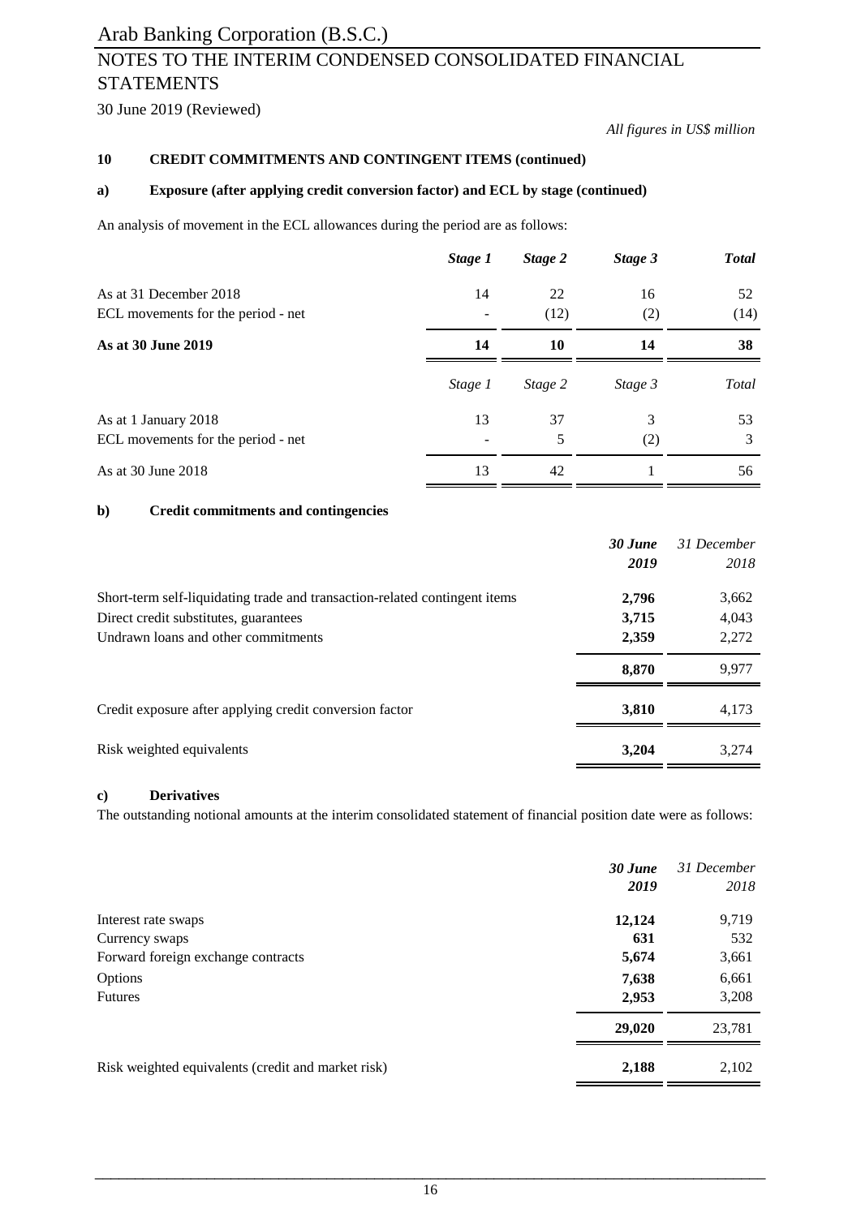*All figures in US$ million*

## 10 CREDIT COMMITMENTS AND CONTINGENT ITEMS (continued)

### a) Exposure (after applying credit conversion factor) and ECL by stage (continued)

An analysis of movement in the ECL allowances during the period are as follows:

| | ***Stage 1*** | ***Stage 2*** | ***Stage 3*** | ***Total*** |
|---|---|---|---|---|
| As at 31 December 2018 | 14 | 22 | 16 | 52 |
| ECL movements for the period - net | - | (12) | (2) | (14) |
| **As at 30 June 2019** | **14** | **10** | **14** | **38** |

| | *Stage 1* | *Stage 2* | *Stage 3* | *Total* |
|---|---|---|---|---|
| As at 1 January 2018 | 13 | 37 | 3 | 53 |
| ECL movements for the period - net | - | 5 | (2) | 3 |
| As at 30 June 2018 | 13 | 42 | 1 | 56 |

### b) Credit commitments and contingencies

| | ***30 June 2019*** | *31 December 2018* |
|---|---|---|
| Short-term self-liquidating trade and transaction-related contingent items | **2,796** | 3,662 |
| Direct credit substitutes, guarantees | **3,715** | 4,043 |
| Undrawn loans and other commitments | **2,359** | 2,272 |
| | **8,870** | 9,977 |
| Credit exposure after applying credit conversion factor | **3,810** | 4,173 |
| Risk weighted equivalents | **3,204** | 3,274 |

### c) Derivatives

The outstanding notional amounts at the interim consolidated statement of financial position date were as follows:

| | ***30 June 2019*** | *31 December 2018* |
|---|---|---|
| Interest rate swaps | **12,124** | 9,719 |
| Currency swaps | **631** | 532 |
| Forward foreign exchange contracts | **5,674** | 3,661 |
| Options | **7,638** | 6,661 |
| Futures | **2,953** | 3,208 |
| | **29,020** | 23,781 |
| Risk weighted equivalents (credit and market risk) | **2,188** | 2,102 |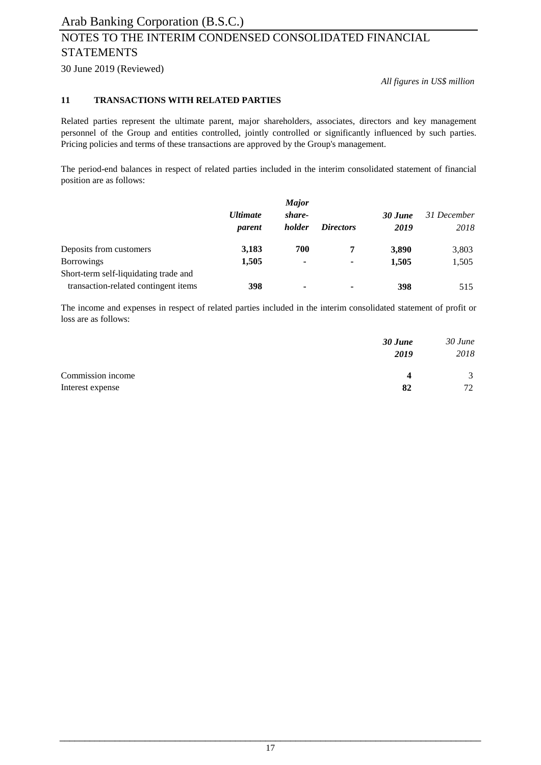*All figures in US$ million*

## 11 TRANSACTIONS WITH RELATED PARTIES

Related parties represent the ultimate parent, major shareholders, associates, directors and key management personnel of the Group and entities controlled, jointly controlled or significantly influenced by such parties. Pricing policies and terms of these transactions are approved by the Group's management.

The period-end balances in respect of related parties included in the interim consolidated statement of financial position are as follows:

| | ***Ultimate parent*** | ***Major share-holder*** | ***Directors*** | ***30 June 2019*** | *31 December 2018* |
|---|---|---|---|---|---|
| Deposits from customers | **3,183** | **700** | **7** | **3,890** | 3,803 |
| Borrowings | **1,505** | **-** | **-** | **1,505** | 1,505 |
| Short-term self-liquidating trade and transaction-related contingent items | **398** | **-** | **-** | **398** | 515 |

The income and expenses in respect of related parties included in the interim consolidated statement of profit or loss are as follows:

| | ***30 June 2019*** | *30 June 2018* |
|---|---|---|
| Commission income | **4** | 3 |
| Interest expense | **82** | 72 |